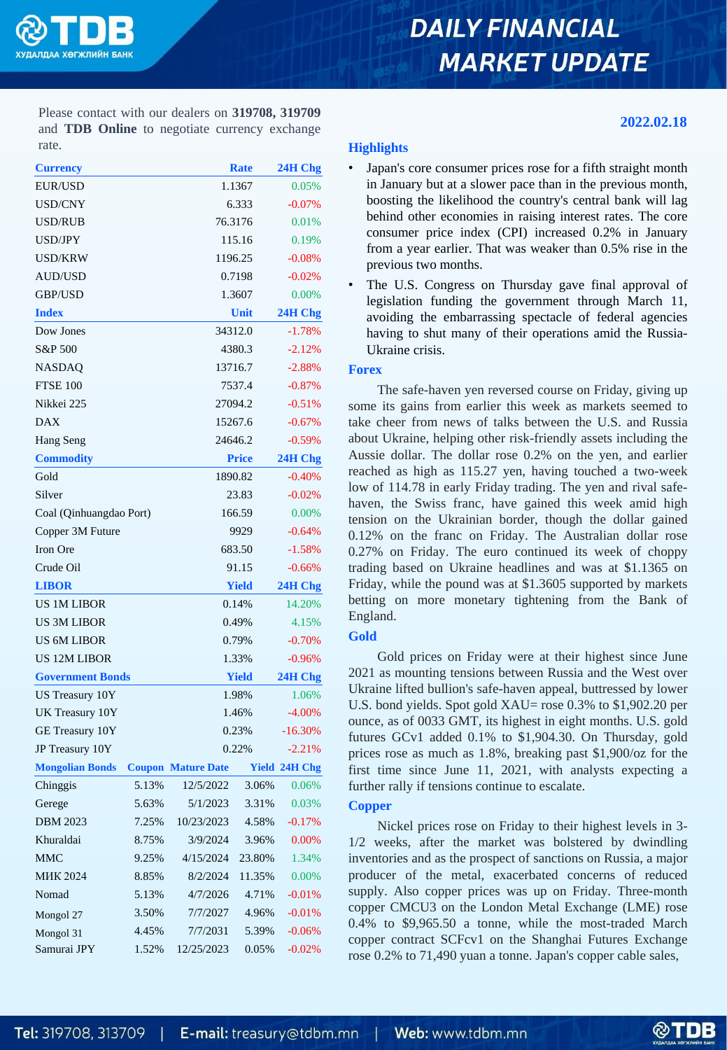# DAILY FINANCIAL MARKET UPDATE

Please contact with our dealers on **319708, 319709** and **TDB Online** to negotiate currency exchange rate.

**2022.02.18**

| Currency | Rate | 24H Chg |
|---|---|---|
| EUR/USD | 1.1367 | 0.05% |
| USD/CNY | 6.333 | -0.07% |
| USD/RUB | 76.3176 | 0.01% |
| USD/JPY | 115.16 | 0.19% |
| USD/KRW | 1196.25 | -0.08% |
| AUD/USD | 0.7198 | -0.02% |
| GBP/USD | 1.3607 | 0.00% |

| Index | Unit | 24H Chg |
|---|---|---|
| Dow Jones | 34312.0 | -1.78% |
| S&P 500 | 4380.3 | -2.12% |
| NASDAQ | 13716.7 | -2.88% |
| FTSE 100 | 7537.4 | -0.87% |
| Nikkei 225 | 27094.2 | -0.51% |
| DAX | 15267.6 | -0.67% |
| Hang Seng | 24646.2 | -0.59% |

| Commodity | Price | 24H Chg |
|---|---|---|
| Gold | 1890.82 | -0.40% |
| Silver | 23.83 | -0.02% |
| Coal (Qinhuangdao Port) | 166.59 | 0.00% |
| Copper 3M Future | 9929 | -0.64% |
| Iron Ore | 683.50 | -1.58% |
| Crude Oil | 91.15 | -0.66% |

| LIBOR | Yield | 24H Chg |
|---|---|---|
| US 1M LIBOR | 0.14% | 14.20% |
| US 3M LIBOR | 0.49% | 4.15% |
| US 6M LIBOR | 0.79% | -0.70% |
| US 12M LIBOR | 1.33% | -0.96% |

| Government Bonds | Yield | 24H Chg |
|---|---|---|
| US Treasury 10Y | 1.98% | 1.06% |
| UK Treasury 10Y | 1.46% | -4.00% |
| GE Treasury 10Y | 0.23% | -16.30% |
| JP Treasury 10Y | 0.22% | -2.21% |

| Mongolian Bonds | Coupon | Mature Date | Yield | 24H Chg |
|---|---|---|---|---|
| Chinggis | 5.13% | 12/5/2022 | 3.06% | 0.06% |
| Gerege | 5.63% | 5/1/2023 | 3.31% | 0.03% |
| DBM 2023 | 7.25% | 10/23/2023 | 4.58% | -0.17% |
| Khuraldai | 8.75% | 3/9/2024 | 3.96% | 0.00% |
| MMC | 9.25% | 4/15/2024 | 23.80% | 1.34% |
| МИК 2024 | 8.85% | 8/2/2024 | 11.35% | 0.00% |
| Nomad | 5.13% | 4/7/2026 | 4.71% | -0.01% |
| Mongol 27 | 3.50% | 7/7/2027 | 4.96% | -0.01% |
| Mongol 31 | 4.45% | 7/7/2031 | 5.39% | -0.06% |
| Samurai JPY | 1.52% | 12/25/2023 | 0.05% | -0.02% |

## Highlights

- Japan's core consumer prices rose for a fifth straight month in January but at a slower pace than in the previous month, boosting the likelihood the country's central bank will lag behind other economies in raising interest rates. The core consumer price index (CPI) increased 0.2% in January from a year earlier. That was weaker than 0.5% rise in the previous two months.
- The U.S. Congress on Thursday gave final approval of legislation funding the government through March 11, avoiding the embarrassing spectacle of federal agencies having to shut many of their operations amid the Russia-Ukraine crisis.

## Forex

The safe-haven yen reversed course on Friday, giving up some its gains from earlier this week as markets seemed to take cheer from news of talks between the U.S. and Russia about Ukraine, helping other risk-friendly assets including the Aussie dollar. The dollar rose 0.2% on the yen, and earlier reached as high as 115.27 yen, having touched a two-week low of 114.78 in early Friday trading. The yen and rival safe-haven, the Swiss franc, have gained this week amid high tension on the Ukrainian border, though the dollar gained 0.12% on the franc on Friday. The Australian dollar rose 0.27% on Friday. The euro continued its week of choppy trading based on Ukraine headlines and was at $1.1365 on Friday, while the pound was at $1.3605 supported by markets betting on more monetary tightening from the Bank of England.

## Gold

Gold prices on Friday were at their highest since June 2021 as mounting tensions between Russia and the West over Ukraine lifted bullion's safe-haven appeal, buttressed by lower U.S. bond yields. Spot gold XAU= rose 0.3% to $1,902.20 per ounce, as of 0033 GMT, its highest in eight months. U.S. gold futures GCv1 added 0.1% to $1,904.30. On Thursday, gold prices rose as much as 1.8%, breaking past $1,900/oz for the first time since June 11, 2021, with analysts expecting a further rally if tensions continue to escalate.

## Copper

Nickel prices rose on Friday to their highest levels in 3-1/2 weeks, after the market was bolstered by dwindling inventories and as the prospect of sanctions on Russia, a major producer of the metal, exacerbated concerns of reduced supply. Also copper prices was up on Friday. Three-month copper CMCU3 on the London Metal Exchange (LME) rose 0.4% to $9,965.50 a tonne, while the most-traded March copper contract SCFcv1 on the Shanghai Futures Exchange rose 0.2% to 71,490 yuan a tonne. Japan's copper cable sales,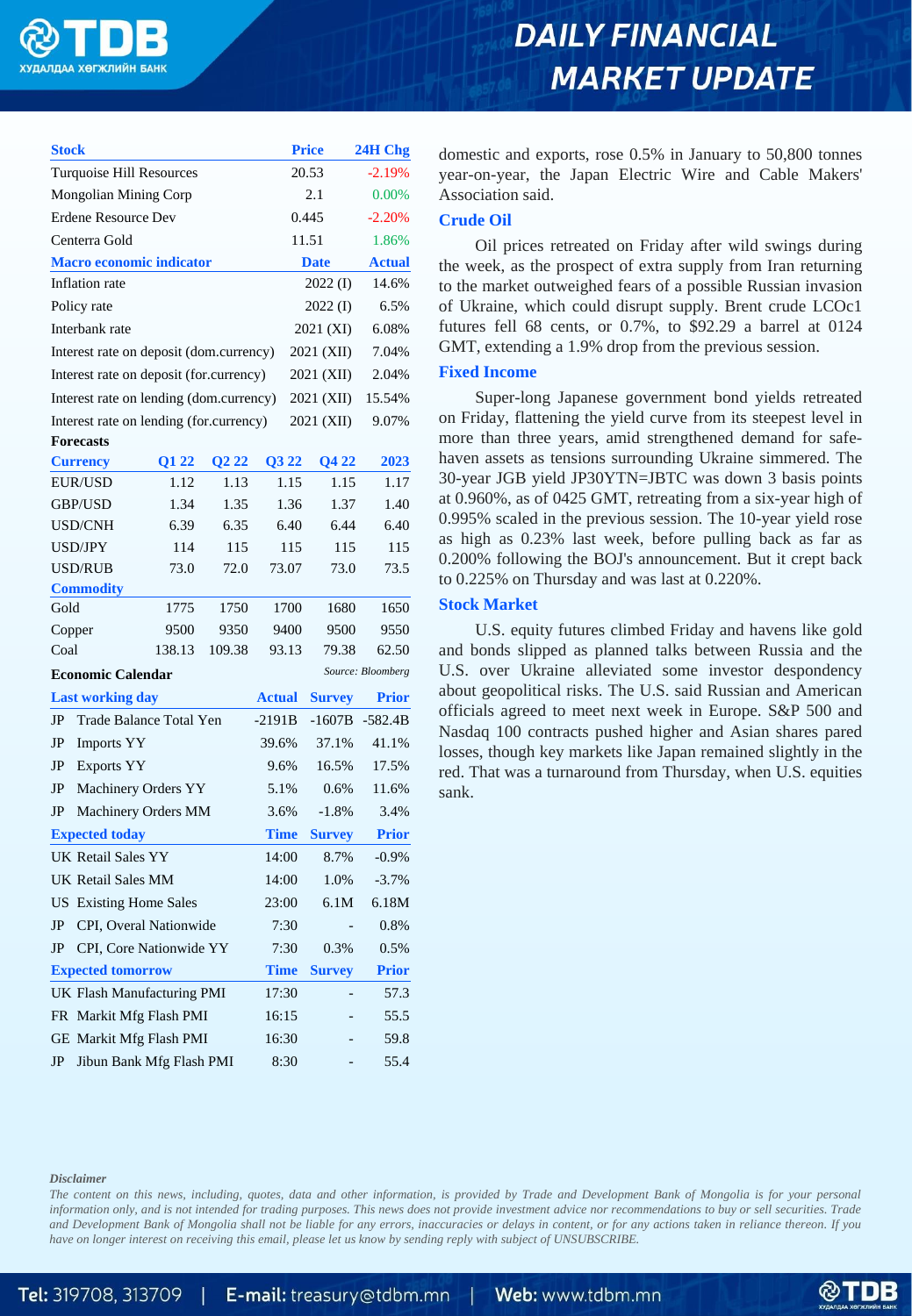| Stock | Price | 24H Chg |
|---|---|---|
| Turquoise Hill Resources | 20.53 | -2.19% |
| Mongolian Mining Corp | 2.1 | 0.00% |
| Erdene Resource Dev | 0.445 | -2.20% |
| Centerra Gold | 11.51 | 1.86% |

| Macro economic indicator | Date | Actual |
|---|---|---|
| Inflation rate | 2022 (I) | 14.6% |
| Policy rate | 2022 (I) | 6.5% |
| Interbank rate | 2021 (XI) | 6.08% |
| Interest rate on deposit (dom.currency) | 2021 (XII) | 7.04% |
| Interest rate on deposit (for.currency) | 2021 (XII) | 2.04% |
| Interest rate on lending (dom.currency) | 2021 (XII) | 15.54% |
| Interest rate on lending (for.currency) | 2021 (XII) | 9.07% |

**Forecasts**

| Currency | Q1 22 | Q2 22 | Q3 22 | Q4 22 | 2023 |
|---|---|---|---|---|---|
| EUR/USD | 1.12 | 1.13 | 1.15 | 1.15 | 1.17 |
| GBP/USD | 1.34 | 1.35 | 1.36 | 1.37 | 1.40 |
| USD/CNH | 6.39 | 6.35 | 6.40 | 6.44 | 6.40 |
| USD/JPY | 114 | 115 | 115 | 115 | 115 |
| USD/RUB | 73.0 | 72.0 | 73.07 | 73.0 | 73.5 |
| **Commodity** | | | | | |
| Gold | 1775 | 1750 | 1700 | 1680 | 1650 |
| Copper | 9500 | 9350 | 9400 | 9500 | 9550 |
| Coal | 138.13 | 109.38 | 93.13 | 79.38 | 62.50 |

*Source: Bloomberg*

**Economic Calendar**

| Last working day | Actual | Survey | Prior |
|---|---|---|---|
| JP Trade Balance Total Yen | -2191B | -1607B | -582.4B |
| JP Imports YY | 39.6% | 37.1% | 41.1% |
| JP Exports YY | 9.6% | 16.5% | 17.5% |
| JP Machinery Orders YY | 5.1% | 0.6% | 11.6% |
| JP Machinery Orders MM | 3.6% | -1.8% | 3.4% |
| **Expected today** | **Time** | **Survey** | **Prior** |
| UK Retail Sales YY | 14:00 | 8.7% | -0.9% |
| UK Retail Sales MM | 14:00 | 1.0% | -3.7% |
| US Existing Home Sales | 23:00 | 6.1M | 6.18M |
| JP CPI, Overal Nationwide | 7:30 | - | 0.8% |
| JP CPI, Core Nationwide YY | 7:30 | 0.3% | 0.5% |
| **Expected tomorrow** | **Time** | **Survey** | **Prior** |
| UK Flash Manufacturing PMI | 17:30 | - | 57.3 |
| FR Markit Mfg Flash PMI | 16:15 | - | 55.5 |
| GE Markit Mfg Flash PMI | 16:30 | - | 59.8 |
| JP Jibun Bank Mfg Flash PMI | 8:30 | - | 55.4 |

domestic and exports, rose 0.5% in January to 50,800 tonnes year-on-year, the Japan Electric Wire and Cable Makers' Association said.

## Crude Oil

Oil prices retreated on Friday after wild swings during the week, as the prospect of extra supply from Iran returning to the market outweighed fears of a possible Russian invasion of Ukraine, which could disrupt supply. Brent crude LCOc1 futures fell 68 cents, or 0.7%, to $92.29 a barrel at 0124 GMT, extending a 1.9% drop from the previous session.

## Fixed Income

Super-long Japanese government bond yields retreated on Friday, flattening the yield curve from its steepest level in more than three years, amid strengthened demand for safe-haven assets as tensions surrounding Ukraine simmered. The 30-year JGB yield JP30YTN=JBTC was down 3 basis points at 0.960%, as of 0425 GMT, retreating from a six-year high of 0.995% scaled in the previous session. The 10-year yield rose as high as 0.23% last week, before pulling back as far as 0.200% following the BOJ's announcement. But it crept back to 0.225% on Thursday and was last at 0.220%.

## Stock Market

U.S. equity futures climbed Friday and havens like gold and bonds slipped as planned talks between Russia and the U.S. over Ukraine alleviated some investor despondency about geopolitical risks. The U.S. said Russian and American officials agreed to meet next week in Europe. S&P 500 and Nasdaq 100 contracts pushed higher and Asian shares pared losses, though key markets like Japan remained slightly in the red. That was a turnaround from Thursday, when U.S. equities sank.

*Disclaimer*

*The content on this news, including, quotes, data and other information, is provided by Trade and Development Bank of Mongolia is for your personal information only, and is not intended for trading purposes. This news does not provide investment advice nor recommendations to buy or sell securities. Trade and Development Bank of Mongolia shall not be liable for any errors, inaccuracies or delays in content, or for any actions taken in reliance thereon. If you have on longer interest on receiving this email, please let us know by sending reply with subject of UNSUBSCRIBE.*